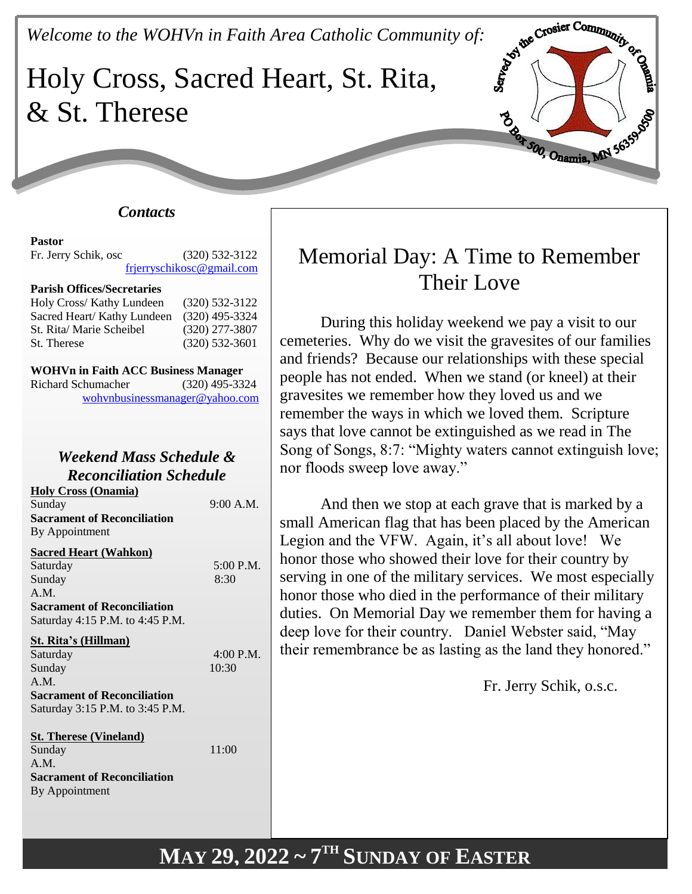*Welcome to the WOHVn in Faith Area Catholic Community of:*

# Holy Cross, Sacred Heart, St. Rita, & St. Therese

Served by the Crosier Community of Onamia
PO Box 500, Onamia, MN 56359-0500

## *Contacts*

**Pastor**
Fr. Jerry Schik, osc (320) 532-3122
frjerryschikosc@gmail.com

**Parish Offices/Secretaries**
Holy Cross/ Kathy Lundeen (320) 532-3122
Sacred Heart/ Kathy Lundeen (320) 495-3324
St. Rita/ Marie Scheibel (320) 277-3807
St. Therese (320) 532-3601

**WOHVn in Faith ACC Business Manager**
Richard Schumacher (320) 495-3324
wohvnbusinessmanager@yahoo.com

## *Weekend Mass Schedule & Reconciliation Schedule*

**Holy Cross (Onamia)**
Sunday 9:00 A.M.
**Sacrament of Reconciliation**
By Appointment

**Sacred Heart (Wahkon)**
Saturday 5:00 P.M.
Sunday 8:30 A.M.
**Sacrament of Reconciliation**
Saturday 4:15 P.M. to 4:45 P.M.

**St. Rita's (Hillman)**
Saturday 4:00 P.M.
Sunday 10:30 A.M.
**Sacrament of Reconciliation**
Saturday 3:15 P.M. to 3:45 P.M.

**St. Therese (Vineland)**
Sunday 11:00 A.M.
**Sacrament of Reconciliation**
By Appointment

# Memorial Day: A Time to Remember Their Love

During this holiday weekend we pay a visit to our cemeteries. Why do we visit the gravesites of our families and friends? Because our relationships with these special people has not ended. When we stand (or kneel) at their gravesites we remember how they loved us and we remember the ways in which we loved them. Scripture says that love cannot be extinguished as we read in The Song of Songs, 8:7: "Mighty waters cannot extinguish love; nor floods sweep love away."

And then we stop at each grave that is marked by a small American flag that has been placed by the American Legion and the VFW. Again, it's all about love! We honor those who showed their love for their country by serving in one of the military services. We most especially honor those who died in the performance of their military duties. On Memorial Day we remember them for having a deep love for their country. Daniel Webster said, "May their remembrance be as lasting as the land they honored."

Fr. Jerry Schik, o.s.c.

**MAY 29, 2022 ~ 7TH SUNDAY OF EASTER**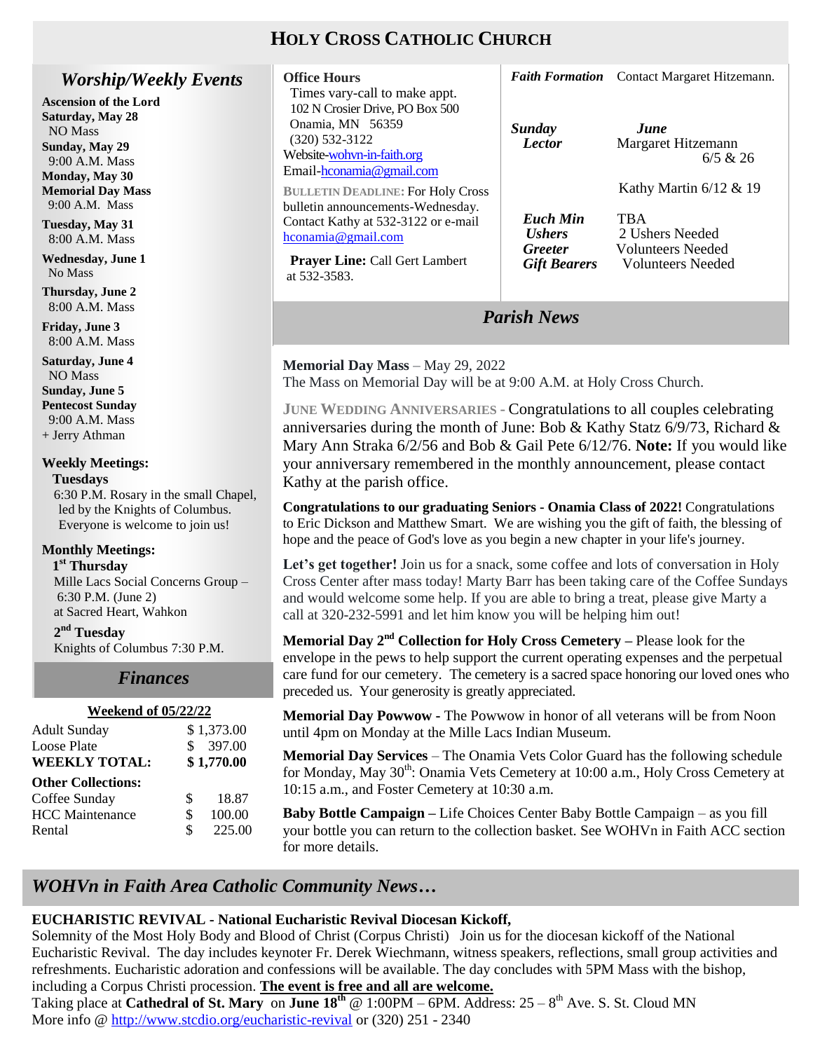# HOLY CROSS CATHOLIC CHURCH

## *Worship/Weekly Events*

**Ascension of the Lord**
**Saturday, May 28**
NO Mass

**Sunday, May 29**
9:00 A.M. Mass

**Monday, May 30**
**Memorial Day Mass**
9:00 A.M. Mass

**Tuesday, May 31**
8:00 A.M. Mass

**Wednesday, June 1**
No Mass

**Thursday, June 2**
8:00 A.M. Mass

**Friday, June 3**
8:00 A.M. Mass

**Saturday, June 4**
NO Mass

**Sunday, June 5**
**Pentecost Sunday**
9:00 A.M. Mass
+ Jerry Athman

**Weekly Meetings:**

**Tuesdays**
6:30 P.M. Rosary in the small Chapel, led by the Knights of Columbus. Everyone is welcome to join us!

**Monthly Meetings:**

**1st Thursday**
Mille Lacs Social Concerns Group – 6:30 P.M. (June 2) at Sacred Heart, Wahkon

**2nd Tuesday**
Knights of Columbus 7:30 P.M.

## *Finances*

**Weekend of 05/22/22**

| | |
|---|---|
| Adult Sunday | $ 1,373.00 |
| Loose Plate | $ 397.00 |
| **WEEKLY TOTAL:** | **$ 1,770.00** |
| **Other Collections:** | |
| Coffee Sunday | $ 18.87 |
| HCC Maintenance | $ 100.00 |
| Rental | $ 225.00 |

**Office Hours**
Times vary-call to make appt.
102 N Crosier Drive, PO Box 500
Onamia, MN 56359
(320) 532-3122
Website-wohvn-in-faith.org
Email-hconamia@gmail.com

**BULLETIN DEADLINE:** For Holy Cross bulletin announcements-Wednesday. Contact Kathy at 532-3122 or e-mail hconamia@gmail.com

**Prayer Line:** Call Gert Lambert at 532-3583.

***Faith Formation*** Contact Margaret Hitzemann.

| | ***June*** |
|---|---|
| ***Sunday Lector*** | Margaret Hitzemann 6/5 & 26 |
| | Kathy Martin 6/12 & 19 |
| ***Euch Min*** | TBA |
| ***Ushers*** | 2 Ushers Needed |
| ***Greeter*** | Volunteers Needed |
| ***Gift Bearers*** | Volunteers Needed |

## *Parish News*

**Memorial Day Mass** – May 29, 2022
The Mass on Memorial Day will be at 9:00 A.M. at Holy Cross Church.

**JUNE WEDDING ANNIVERSARIES** - Congratulations to all couples celebrating anniversaries during the month of June: Bob & Kathy Statz 6/9/73, Richard & Mary Ann Straka 6/2/56 and Bob & Gail Pete 6/12/76. **Note:** If you would like your anniversary remembered in the monthly announcement, please contact Kathy at the parish office.

**Congratulations to our graduating Seniors - Onamia Class of 2022!** Congratulations to Eric Dickson and Matthew Smart. We are wishing you the gift of faith, the blessing of hope and the peace of God's love as you begin a new chapter in your life's journey.

**Let's get together!** Join us for a snack, some coffee and lots of conversation in Holy Cross Center after mass today! Marty Barr has been taking care of the Coffee Sundays and would welcome some help. If you are able to bring a treat, please give Marty a call at 320-232-5991 and let him know you will be helping him out!

**Memorial Day 2nd Collection for Holy Cross Cemetery –** Please look for the envelope in the pews to help support the current operating expenses and the perpetual care fund for our cemetery. The cemetery is a sacred space honoring our loved ones who preceded us. Your generosity is greatly appreciated.

**Memorial Day Powwow -** The Powwow in honor of all veterans will be from Noon until 4pm on Monday at the Mille Lacs Indian Museum.

**Memorial Day Services** – The Onamia Vets Color Guard has the following schedule for Monday, May 30th: Onamia Vets Cemetery at 10:00 a.m., Holy Cross Cemetery at 10:15 a.m., and Foster Cemetery at 10:30 a.m.

**Baby Bottle Campaign –** Life Choices Center Baby Bottle Campaign – as you fill your bottle you can return to the collection basket. See WOHVn in Faith ACC section for more details.

## *WOHVn in Faith Area Catholic Community News…*

**EUCHARISTIC REVIVAL - National Eucharistic Revival Diocesan Kickoff,**
Solemnity of the Most Holy Body and Blood of Christ (Corpus Christi) Join us for the diocesan kickoff of the National Eucharistic Revival. The day includes keynoter Fr. Derek Wiechmann, witness speakers, reflections, small group activities and refreshments. Eucharistic adoration and confessions will be available. The day concludes with 5PM Mass with the bishop, including a Corpus Christi procession. **The event is free and all are welcome.**
Taking place at **Cathedral of St. Mary** on **June 18th** @ 1:00PM – 6PM. Address: 25 – 8th Ave. S. St. Cloud MN
More info @ http://www.stcdio.org/eucharistic-revival or (320) 251 - 2340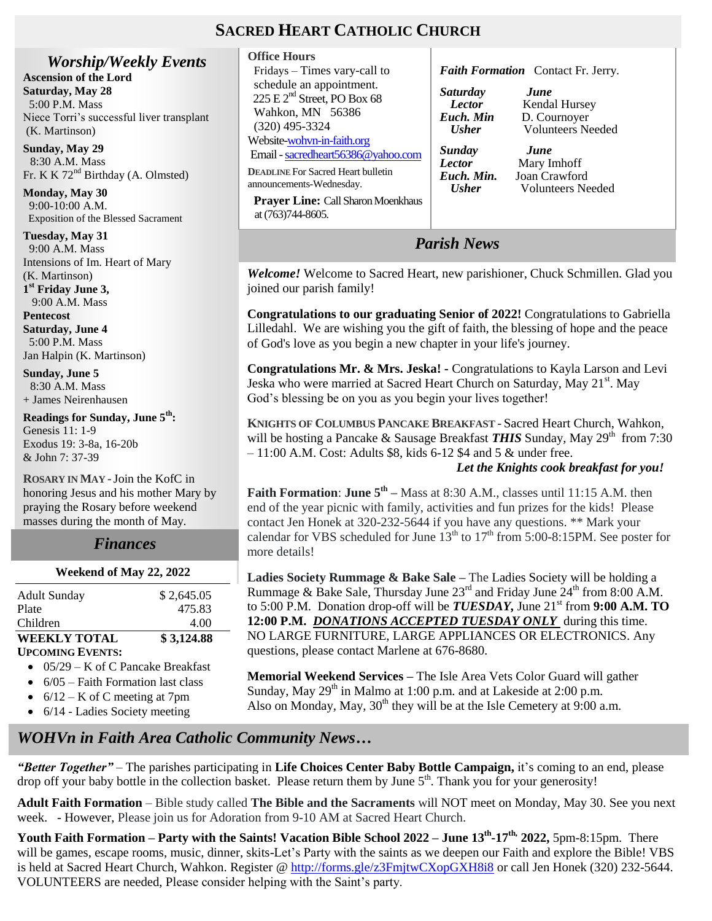# SACRED HEART CATHOLIC CHURCH

## *Worship/Weekly Events*

**Ascension of the Lord**
**Saturday, May 28**
5:00 P.M. Mass
Niece Torri's successful liver transplant (K. Martinson)

**Sunday, May 29**
8:30 A.M. Mass
Fr. K K 72nd Birthday (A. Olmsted)

**Monday, May 30**
9:00-10:00 A.M.
Exposition of the Blessed Sacrament

**Tuesday, May 31**
9:00 A.M. Mass
Intensions of Im. Heart of Mary (K. Martinson)
**1st Friday June 3,**
9:00 A.M. Mass
**Pentecost**
**Saturday, June 4**
5:00 P.M. Mass
Jan Halpin (K. Martinson)

**Sunday, June 5**
8:30 A.M. Mass
+ James Neirenhausen

**Readings for Sunday, June 5th:**
Genesis 11: 1-9
Exodus 19: 3-8a, 16-20b
& John 7: 37-39

**ROSARY IN MAY** - Join the KofC in honoring Jesus and his mother Mary by praying the Rosary before weekend masses during the month of May.

## *Finances*

**Weekend of May 22, 2022**

| | |
|---|---|
| Adult Sunday | $ 2,645.05 |
| Plate | 475.83 |
| Children | 4.00 |
| **WEEKLY TOTAL** | **$ 3,124.88** |

**UPCOMING EVENTS:**

- 05/29 – K of C Pancake Breakfast
- 6/05 – Faith Formation last class
- 6/12 – K of C meeting at 7pm
- 6/14 - Ladies Society meeting

**Office Hours**
Fridays – Times vary-call to schedule an appointment.
225 E 2nd Street, PO Box 68
Wahkon, MN 56386
(320) 495-3324
Website-wohvn-in-faith.org
Email - sacredheart56386@yahoo.com

**DEADLINE** For Sacred Heart bulletin announcements-Wednesday.

**Prayer Line:** Call Sharon Moenkhaus at (763)744-8605.

***Faith Formation*** Contact Fr. Jerry.

| ***Saturday*** | ***June*** |
|---|---|
| ***Lector*** | Kendal Hursey |
| ***Euch. Min*** | D. Cournoyer |
| ***Usher*** | Volunteers Needed |

| ***Sunday*** | ***June*** |
|---|---|
| ***Lector*** | Mary Imhoff |
| ***Euch. Min.*** | Joan Crawford |
| ***Usher*** | Volunteers Needed |

## *Parish News*

***Welcome!*** Welcome to Sacred Heart, new parishioner, Chuck Schmillen. Glad you joined our parish family!

**Congratulations to our graduating Senior of 2022!** Congratulations to Gabriella Lilledahl. We are wishing you the gift of faith, the blessing of hope and the peace of God's love as you begin a new chapter in your life's journey.

**Congratulations Mr. & Mrs. Jeska! -** Congratulations to Kayla Larson and Levi Jeska who were married at Sacred Heart Church on Saturday, May 21st. May God's blessing be on you as you begin your lives together!

**KNIGHTS OF COLUMBUS PANCAKE BREAKFAST** - Sacred Heart Church, Wahkon, will be hosting a Pancake & Sausage Breakfast ***THIS*** Sunday, May 29th from 7:30 – 11:00 A.M. Cost: Adults $8, kids 6-12 $4 and 5 & under free.
***Let the Knights cook breakfast for you!***

**Faith Formation**: **June 5th** – Mass at 8:30 A.M., classes until 11:15 A.M. then end of the year picnic with family, activities and fun prizes for the kids! Please contact Jen Honek at 320-232-5644 if you have any questions. ** Mark your calendar for VBS scheduled for June 13th to 17th from 5:00-8:15PM. See poster for more details!

**Ladies Society Rummage & Bake Sale –** The Ladies Society will be holding a Rummage & Bake Sale, Thursday June 23rd and Friday June 24th from 8:00 A.M. to 5:00 P.M. Donation drop-off will be ***TUESDAY,*** June 21st from **9:00 A.M. TO 12:00 P.M.** ***DONATIONS ACCEPTED TUESDAY ONLY*** during this time. NO LARGE FURNITURE, LARGE APPLIANCES OR ELECTRONICS. Any questions, please contact Marlene at 676-8680.

**Memorial Weekend Services –** The Isle Area Vets Color Guard will gather Sunday, May 29th in Malmo at 1:00 p.m. and at Lakeside at 2:00 p.m. Also on Monday, May, 30th they will be at the Isle Cemetery at 9:00 a.m.

## *WOHVn in Faith Area Catholic Community News…*

***"Better Together"*** – The parishes participating in **Life Choices Center Baby Bottle Campaign,** it's coming to an end, please drop off your baby bottle in the collection basket. Please return them by June 5th. Thank you for your generosity!

**Adult Faith Formation** – Bible study called **The Bible and the Sacraments** will NOT meet on Monday, May 30. See you next week. - However, Please join us for Adoration from 9-10 AM at Sacred Heart Church.

**Youth Faith Formation – Party with the Saints! Vacation Bible School 2022 – June 13th-17th, 2022,** 5pm-8:15pm. There will be games, escape rooms, music, dinner, skits-Let's Party with the saints as we deepen our Faith and explore the Bible! VBS is held at Sacred Heart Church, Wahkon. Register @ http://forms.gle/z3FmjtwCXopGXH8i8 or call Jen Honek (320) 232-5644. VOLUNTEERS are needed, Please consider helping with the Saint's party.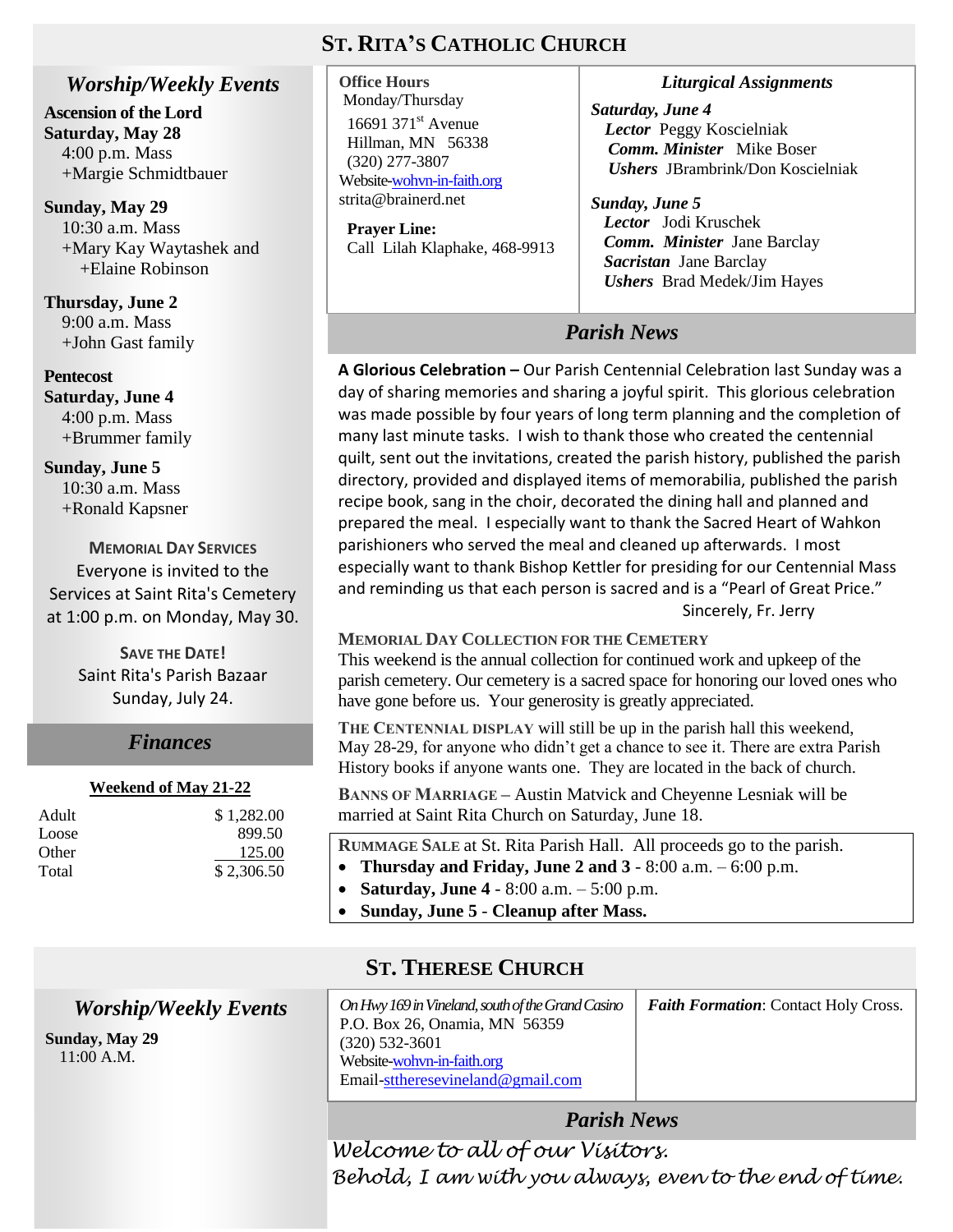# St. Rita's Catholic Church

## *Worship/Weekly Events*

**Ascension of the Lord**
**Saturday, May 28**
4:00 p.m. Mass
+Margie Schmidtbauer

**Sunday, May 29**
10:30 a.m. Mass
+Mary Kay Waytashek and
+Elaine Robinson

**Thursday, June 2**
9:00 a.m. Mass
+John Gast family

**Pentecost**
**Saturday, June 4**
4:00 p.m. Mass
+Brummer family

**Sunday, June 5**
10:30 a.m. Mass
+Ronald Kapsner

**Memorial Day Services**
Everyone is invited to the Services at Saint Rita's Cemetery at 1:00 p.m. on Monday, May 30.

**Save the Date!**
Saint Rita's Parish Bazaar
Sunday, July 24.

## *Finances*

**Weekend of May 21-22**

| | |
|---|---|
| Adult | $ 1,282.00 |
| Loose | 899.50 |
| Other | 125.00 |
| Total | $ 2,306.50 |

**Office Hours**
Monday/Thursday
16691 371st Avenue
Hillman, MN 56338
(320) 277-3807
Website-wohvn-in-faith.org
strita@brainerd.net

**Prayer Line:**
Call Lilah Klaphake, 468-9913

### *Liturgical Assignments*

***Saturday, June 4***
***Lector*** Peggy Koscielniak
***Comm. Minister*** Mike Boser
***Ushers*** JBrambrink/Don Koscielniak

***Sunday, June 5***
***Lector*** Jodi Kruschek
***Comm. Minister*** Jane Barclay
***Sacristan*** Jane Barclay
***Ushers*** Brad Medek/Jim Hayes

## *Parish News*

**A Glorious Celebration –** Our Parish Centennial Celebration last Sunday was a day of sharing memories and sharing a joyful spirit. This glorious celebration was made possible by four years of long term planning and the completion of many last minute tasks. I wish to thank those who created the centennial quilt, sent out the invitations, created the parish history, published the parish directory, provided and displayed items of memorabilia, published the parish recipe book, sang in the choir, decorated the dining hall and planned and prepared the meal. I especially want to thank the Sacred Heart of Wahkon parishioners who served the meal and cleaned up afterwards. I most especially want to thank Bishop Kettler for presiding for our Centennial Mass and reminding us that each person is sacred and is a "Pearl of Great Price."

Sincerely, Fr. Jerry

**Memorial Day Collection for the Cemetery**
This weekend is the annual collection for continued work and upkeep of the parish cemetery. Our cemetery is a sacred space for honoring our loved ones who have gone before us. Your generosity is greatly appreciated.

**The Centennial display** will still be up in the parish hall this weekend, May 28-29, for anyone who didn't get a chance to see it. There are extra Parish History books if anyone wants one. They are located in the back of church.

**Banns of Marriage** – Austin Matvick and Cheyenne Lesniak will be married at Saint Rita Church on Saturday, June 18.

**Rummage Sale** at St. Rita Parish Hall. All proceeds go to the parish.
- **Thursday and Friday, June 2 and 3** - 8:00 a.m. – 6:00 p.m.
- **Saturday, June 4** - 8:00 a.m. – 5:00 p.m.
- **Sunday, June 5 - Cleanup after Mass.**

# St. Therese Church

## *Worship/Weekly Events*

**Sunday, May 29**
11:00 A.M.

*On Hwy 169 in Vineland, south of the Grand Casino*
P.O. Box 26, Onamia, MN 56359
(320) 532-3601
Website-wohvn-in-faith.org
Email-sttheresevineland@gmail.com

***Faith Formation***: Contact Holy Cross.

## *Parish News*

*Welcome to all of our Visitors.*
*Behold, I am with you always, even to the end of time.*